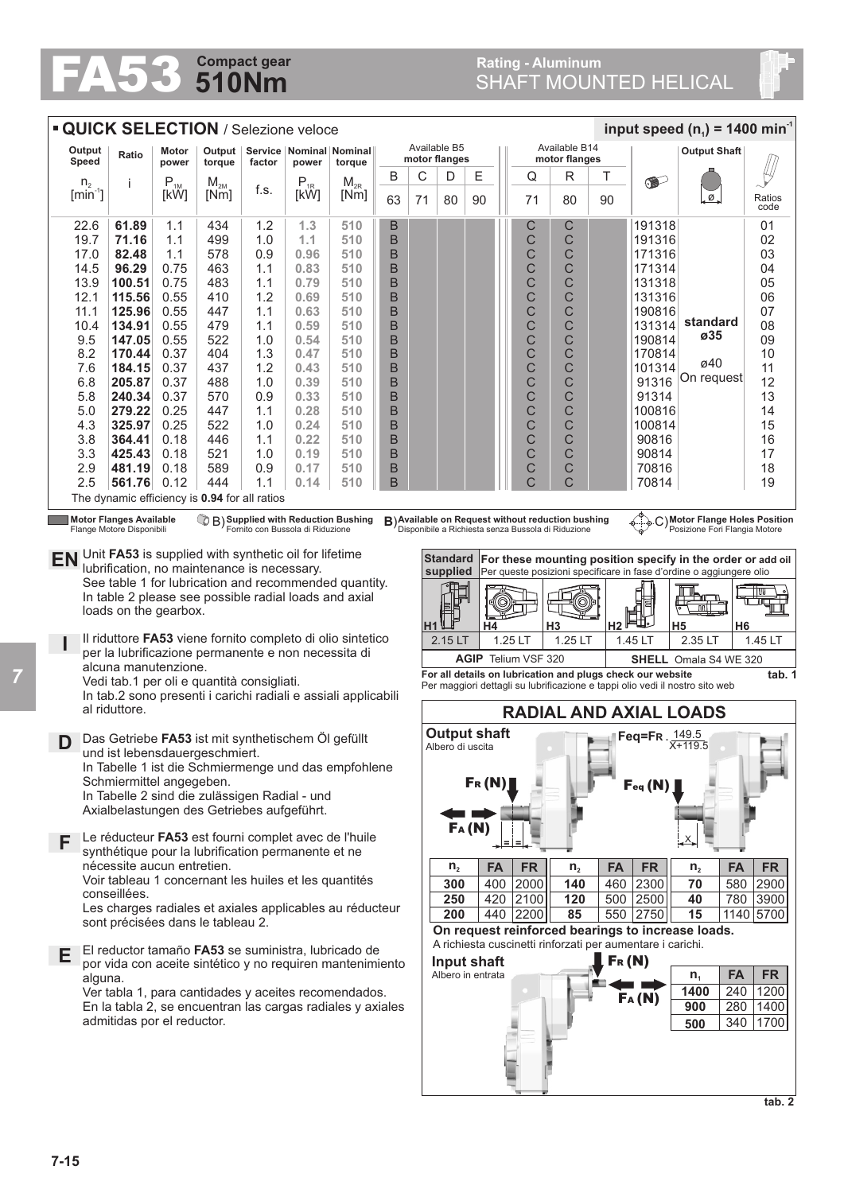# FA53 Compact gear 510Nm

## Rating - Aluminum
## SHAFT MOUNTED HELICAL

### ▪ QUICK SELECTION / Selezione veloce

input speed ($n_1$) = 1400 min$^{-1}$

| Output Speed $n_2$ [min$^{-1}$] | Ratio i | Motor power $P_{1M}$ [kW] | Output torque $M_{2M}$ [Nm] | Service factor f.s. | Nominal power $P_{1R}$ [kW] | Nominal torque $M_{2R}$ [Nm] | Available B5 motor flanges B 63 | C 71 | D 80 | E 90 | Available B14 motor flanges Q 71 | R 80 | T 90 | | Output Shaft | Ratios code |
|---|---|---|---|---|---|---|---|---|---|---|---|---|---|---|---|---|
| 22.6 | **61.89** | 1.1 | 434 | 1.2 | 1.3 | 510 | B | | | | C | C | | 191318 | standard ø35 | 01 |
| 19.7 | **71.16** | 1.1 | 499 | 1.0 | 1.1 | 510 | B | | | | C | C | | 191316 | | 02 |
| 17.0 | **82.48** | 1.1 | 578 | 0.9 | 0.96 | 510 | B | | | | C | C | | 171316 | | 03 |
| 14.5 | **96.29** | 0.75 | 463 | 1.1 | 0.83 | 510 | B | | | | C | C | | 171314 | | 04 |
| 13.9 | **100.51** | 0.75 | 483 | 1.1 | 0.79 | 510 | B | | | | C | C | | 131318 | | 05 |
| 12.1 | **115.56** | 0.55 | 410 | 1.2 | 0.69 | 510 | B | | | | C | C | | 131316 | | 06 |
| 11.1 | **125.96** | 0.55 | 447 | 1.1 | 0.63 | 510 | B | | | | C | C | | 190816 | | 07 |
| 10.4 | **134.91** | 0.55 | 479 | 1.1 | 0.59 | 510 | B | | | | C | C | | 131314 | | 08 |
| 9.5 | **147.05** | 0.55 | 522 | 1.0 | 0.54 | 510 | B | | | | C | C | | 190814 | | 09 |
| 8.2 | **170.44** | 0.37 | 404 | 1.3 | 0.47 | 510 | B | | | | C | C | | 170814 | ø40 On request | 10 |
| 7.6 | **184.15** | 0.37 | 437 | 1.2 | 0.43 | 510 | B | | | | C | C | | 101314 | | 11 |
| 6.8 | **205.87** | 0.37 | 488 | 1.0 | 0.39 | 510 | B | | | | C | C | | 91316 | | 12 |
| 5.8 | **240.34** | 0.37 | 570 | 0.9 | 0.33 | 510 | B | | | | C | C | | 91314 | | 13 |
| 5.0 | **279.22** | 0.25 | 447 | 1.1 | 0.28 | 510 | B | | | | C | C | | 100816 | | 14 |
| 4.3 | **325.97** | 0.25 | 522 | 1.0 | 0.24 | 510 | B | | | | C | C | | 100814 | | 15 |
| 3.8 | **364.41** | 0.18 | 446 | 1.1 | 0.22 | 510 | B | | | | C | C | | 90816 | | 16 |
| 3.3 | **425.43** | 0.18 | 521 | 1.0 | 0.19 | 510 | B | | | | C | C | | 90814 | | 17 |
| 2.9 | **481.19** | 0.18 | 589 | 0.9 | 0.17 | 510 | B | | | | C | C | | 70816 | | 18 |
| 2.5 | **561.76** | 0.12 | 444 | 1.1 | 0.14 | 510 | B | | | | C | C | | 70814 | | 19 |

The dynamic efficiency is **0.94** for all ratios

**Motor Flanges Available** Flange Motore Disponibili — B) **Supplied with Reduction Bushing** Fornito con Bussola di Riduzione — B) **Available on Request without reduction bushing** Disponibile a Richiesta senza Bussola di Riduzione — C) **Motor Flange Holes Position** Posizione Fori Flangia Motore

**EN** Unit **FA53** is supplied with synthetic oil for lifetime lubrification, no maintenance is necessary. See table 1 for lubrication and recommended quantity. In table 2 please see possible radial loads and axial loads on the gearbox.

**I** Il riduttore **FA53** viene fornito completo di olio sintetico per la lubrificazione permanente e non necessita di alcuna manutenzione. Vedi tab.1 per oli e quantità consigliati. In tab.2 sono presenti i carichi radiali e assiali applicabili al riduttore.

**D** Das Getriebe **FA53** ist mit synthetischem Öl gefüllt und ist lebensdauergeschmiert. In Tabelle 1 ist die Schmiermenge und das empfohlene Schmiermittel angegeben. In Tabelle 2 sind die zulässigen Radial - und Axialbelastungen des Getriebes aufgeführt.

**F** Le réducteur **FA53** est fourni complet avec de l'huile synthétique pour la lubrification permanente et ne nécessite aucun entretien. Voir tableau 1 concernant les huiles et les quantités conseillées. Les charges radiales et axiales applicables au réducteur sont précisées dans le tableau 2.

**E** El reductor tamaño **FA53** se suministra, lubricado de por vida con aceite sintético y no requiren mantenimiento alguna. Ver tabla 1, para cantidades y aceites recomendados. En la tabla 2, se encuentran las cargas radiales y axiales admitidas por el reductor.

| Standard supplied | For these mounting position specify in the order or add oil / Per queste posizioni specificare in fase d'ordine o aggiungere olio | | | | |
|---|---|---|---|---|---|
| H1 | H4 | H3 | H2 | H5 | H6 |
| 2.15 LT | 1.25 LT | 1.25 LT | 1.45 LT | 2.35 LT | 1.45 LT |
| **AGIP** Telium VSF 320 | | | **SHELL** Omala S4 WE 320 | | |

**For all details on lubrication and plugs check our website**
Per maggiori dettagli su lubrificazione e tappi olio vedi il nostro sito web — **tab. 1**

### RADIAL AND AXIAL LOADS

**Output shaft** / Albero di uscita

$F_R$ (N), $F_A$ (N), $F_{eq}$ (N)

$$F_{eq} = F_R \cdot \frac{149.5}{X + 119.5}$$

| $n_2$ | FA | FR | $n_2$ | FA | FR | $n_2$ | FA | FR |
|---|---|---|---|---|---|---|---|---|
| **300** | 400 | 2000 | **140** | 460 | 2300 | **70** | 580 | 2900 |
| **250** | 420 | 2100 | **120** | 500 | 2500 | **40** | 780 | 3900 |
| **200** | 440 | 2200 | **85** | 550 | 2750 | **15** | 1140 | 5700 |

**On request reinforced bearings to increase loads.**
A richiesta cuscinetti rinforzati per aumentare i carichi.

**Input shaft** / Albero in entrata

$F_R$ (N), $F_A$ (N)

| $n_1$ | FA | FR |
|---|---|---|
| **1400** | 240 | 1200 |
| **900** | 280 | 1400 |
| **500** | 340 | 1700 |

**tab. 2**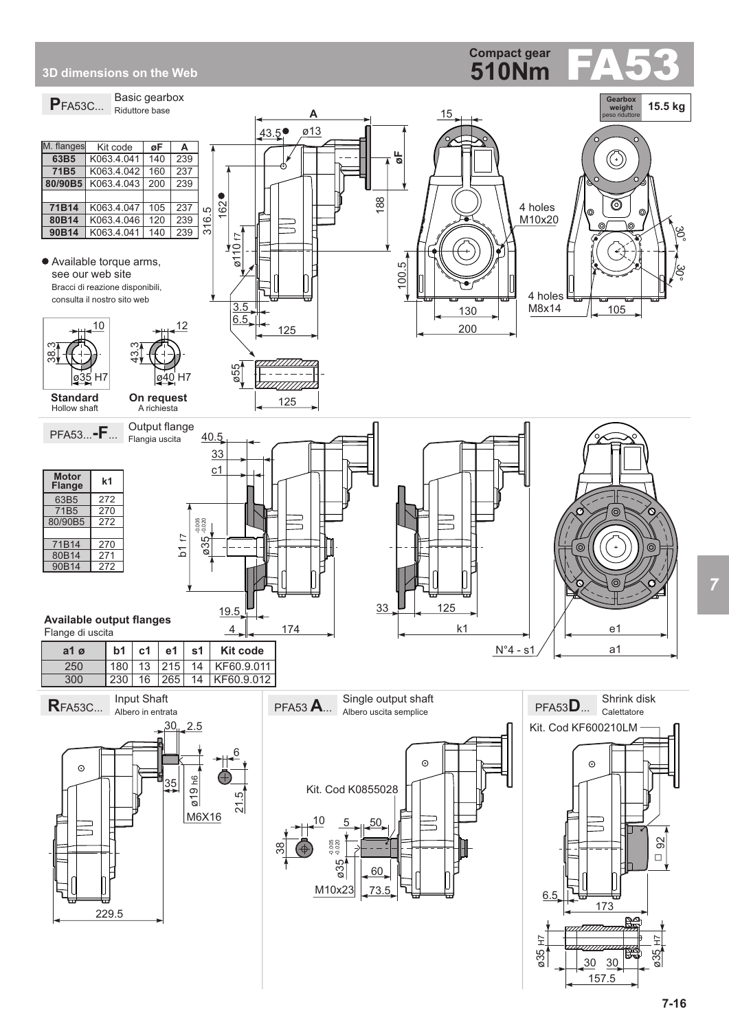# FA53

**Compact gear 510Nm**

3D dimensions on the Web

Gearbox weight / peso riduttore: **15.5 kg**

## PFA53C... Basic gearbox
Riduttore base

| M. flanges | Kit code | øF | A |
|---|---|---|---|
| 63B5 | K063.4.041 | 140 | 239 |
| 71B5 | K063.4.042 | 160 | 237 |
| 80/90B5 | K063.4.043 | 200 | 239 |
| | | | |
| 71B14 | K063.4.047 | 105 | 237 |
| 80B14 | K063.4.046 | 120 | 239 |
| 90B14 | K063.4.041 | 140 | 239 |

● Available torque arms, see our web site
Bracci di reazione disponibili, consulta il nostro sito web

Standard — Hollow shaft: 10, 38.3, ø35 H7

On request — A richiesta: 12, 43.3, ø40 H7

A, 15, 43.5●, ø13, øF, 188, 162●, 316.5, ø110 f7, 100.5, 3.5, 6.5, 125, 130, 200, 4 holes M10x20, 4 holes M8x14, 105, 30°, 30°, ø55, 125

## PFA53...-F... Output flange
Flangia uscita

| Motor Flange | k1 |
|---|---|
| 63B5 | 272 |
| 71B5 | 270 |
| 80/90B5 | 272 |
| | |
| 71B14 | 270 |
| 80B14 | 271 |
| 90B14 | 272 |

40.5, 33, c1, b1 f7, ø35 -0.005/-0.020, 19.5, 4, 174, 33, 125, k1, e1, N°4 - s1, a1

**Available output flanges**
Flange di uscita

| a1 ø | b1 | c1 | e1 | s1 | Kit code |
|---|---|---|---|---|---|
| 250 | 180 | 13 | 215 | 14 | KF60.9.011 |
| 300 | 230 | 16 | 265 | 14 | KF60.9.012 |

## RFA53C... Input Shaft
Albero in entrata

30, 2.5, 35, ø19 h6, 6, 21.5, M6X16, 229.5

## PFA53 A... Single output shaft
Albero uscita semplice

Kit. Cod K0855028

10, 38, 5, 50, ø35 -0.005/-0.020, 60, M10x23, 73.5

## PFA53D... Shrink disk
Calettatore

Kit. Cod KF600210LM

□ 92, 6.5, 173, ø35 H7, ø35 H7, 30, 30, 157.5